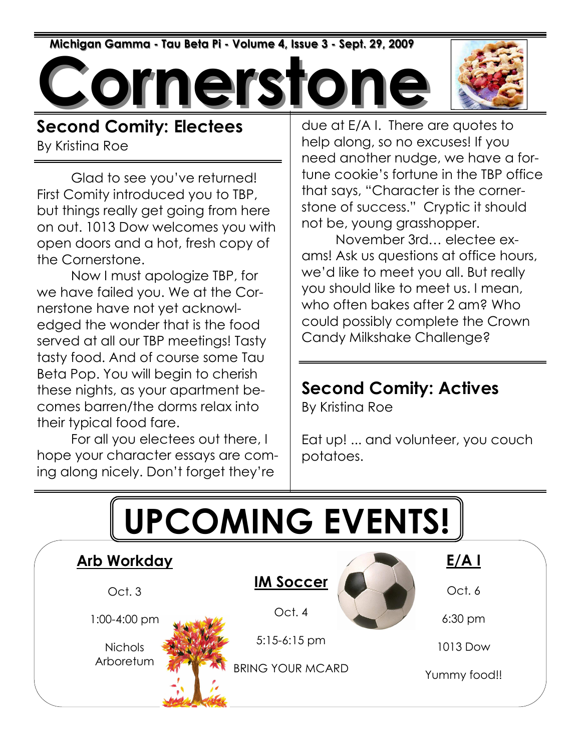Michigan Gamma - Tau Beta Pi - Volume 4, Issue 3 - Sept. 29, 2009

# Cornerstone

## Second Comity: Electees

By Kristina Roe

Glad to see you've returned! First Comity introduced you to TBP, but things really get going from here on out. 1013 Dow welcomes you with open doors and a hot, fresh copy of the Cornerstone.

Now I must apologize TBP, for we have failed you. We at the Cornerstone have not yet acknowledged the wonder that is the food served at all our TBP meetings! Tasty tasty food. And of course some Tau Beta Pop. You will begin to cherish these nights, as your apartment becomes barren/the dorms relax into their typical food fare.

For all you electees out there, I hope your character essays are coming along nicely. Don't forget they're due at E/A I. There are quotes to help along, so no excuses! If you need another nudge, we have a fortune cookie's fortune in the TBP office that says, "Character is the cornerstone of success." Cryptic it should not be, young grasshopper.

November 3rd… electee exams! Ask us questions at office hours, we'd like to meet you all. But really you should like to meet us. I mean, who often bakes after 2 am? Who could possibly complete the Crown Candy Milkshake Challenge?

## Second Comity: Actives

By Kristina Roe

Eat up! ... and volunteer, you couch potatoes.

# UPCOMING EVENTS!

### Arb Workday

Oct. 3

1:00-4:00 pm

Nichols Arboretum

### IM Soccer

Oct. 4

5:15-6:15 pm

BRING YOUR MCARD

### E/A I

Oct. 6

6:30 pm

1013 Dow

Yummy food!!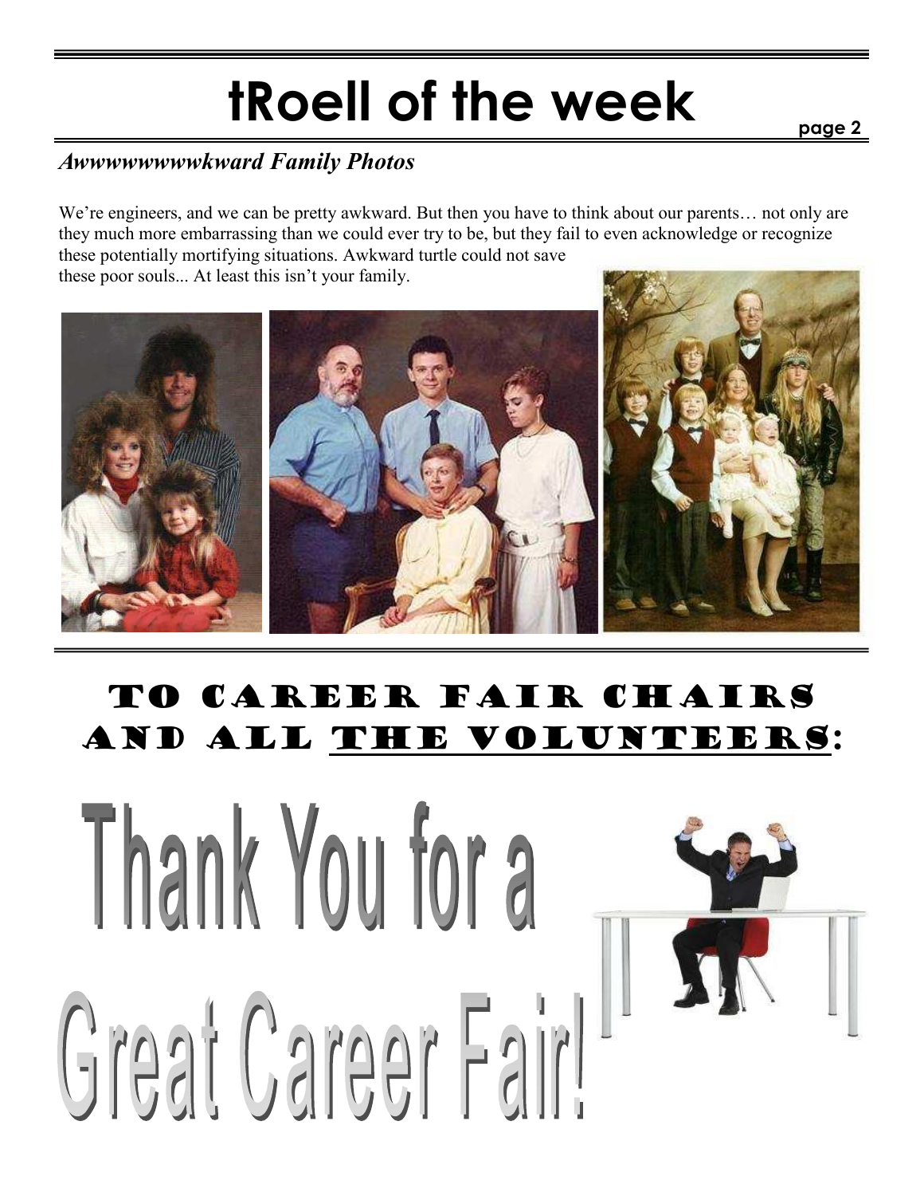# tRoell of the week

## *Awwwwwwwwkward Family Photos*

We're engineers, and we can be pretty awkward. But then you have to think about our parents… not only are they much more embarrassing than we could ever try to be, but they fail to even acknowledge or recognize these potentially mortifying situations. Awkward turtle could not save these poor souls... At least this isn't your family.

## TO CAREER FAIR CHAIRS AND ALL THE VOLUNTEERS:

# Thank You for a Great Career Fair!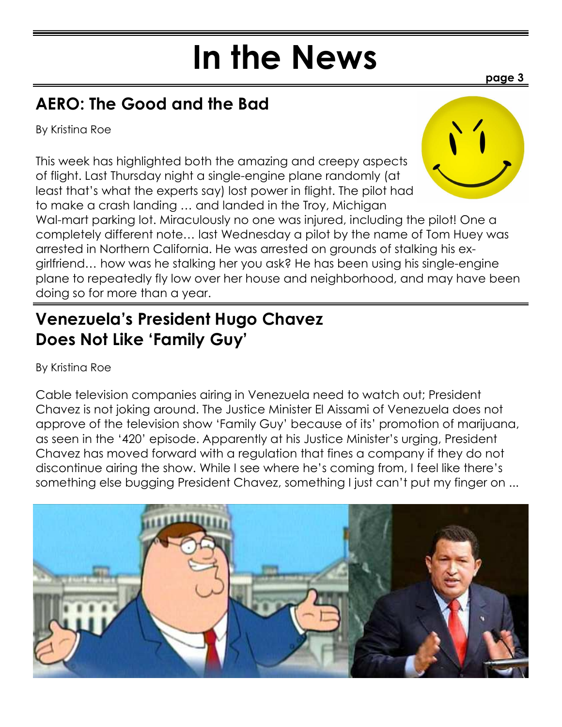# In the News

## AERO: The Good and the Bad

By Kristina Roe

This week has highlighted both the amazing and creepy aspects of flight. Last Thursday night a single-engine plane randomly (at least that's what the experts say) lost power in flight. The pilot had to make a crash landing … and landed in the Troy, Michigan Wal-mart parking lot. Miraculously no one was injured, including the pilot! One a completely different note… last Wednesday a pilot by the name of Tom Huey was arrested in Northern California. He was arrested on grounds of stalking his ex-girlfriend… how was he stalking her you ask? He has been using his single-engine plane to repeatedly fly low over her house and neighborhood, and may have been doing so for more than a year.

## Venezuela's President Hugo Chavez Does Not Like 'Family Guy'

By Kristina Roe

Cable television companies airing in Venezuela need to watch out; President Chavez is not joking around. The Justice Minister El Aissami of Venezuela does not approve of the television show 'Family Guy' because of its' promotion of marijuana, as seen in the '420' episode. Apparently at his Justice Minister's urging, President Chavez has moved forward with a regulation that fines a company if they do not discontinue airing the show. While I see where he's coming from, I feel like there's something else bugging President Chavez, something I just can't put my finger on ...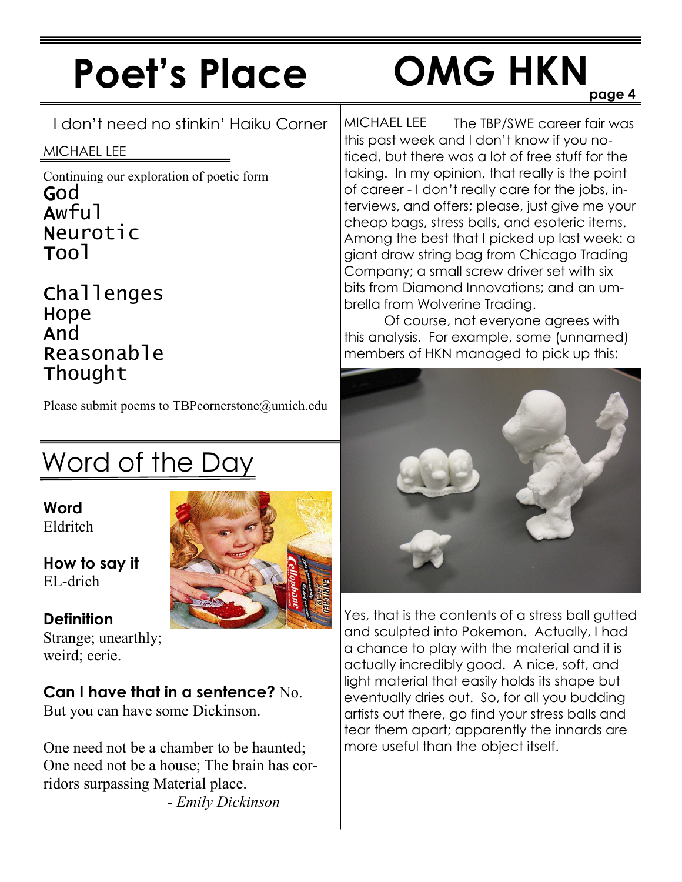# Poet's Place

## I don't need no stinkin' Haiku Corner

MICHAEL LEE

Continuing our exploration of poetic form

God
Awful
Neurotic
Tool

Challenges
Hope
And
Reasonable
Thought

Please submit poems to TBPcornerstone@umich.edu

## Word of the Day

**Word**
Eldritch

**How to say it**
EL-drich

**Definition**
Strange; unearthly; weird; eerie.

**Can I have that in a sentence?** No. But you can have some Dickinson.

One need not be a chamber to be haunted;
One need not be a house; The brain has corridors surpassing Material place.
- *Emily Dickinson*

# OMG HKN

MICHAEL LEE The TBP/SWE career fair was this past week and I don't know if you noticed, but there was a lot of free stuff for the taking. In my opinion, that really is the point of career - I don't really care for the jobs, interviews, and offers; please, just give me your cheap bags, stress balls, and esoteric items. Among the best that I picked up last week: a giant draw string bag from Chicago Trading Company; a small screw driver set with six bits from Diamond Innovations; and an umbrella from Wolverine Trading.

Of course, not everyone agrees with this analysis. For example, some (unnamed) members of HKN managed to pick up this:

Yes, that is the contents of a stress ball gutted and sculpted into Pokemon. Actually, I had a chance to play with the material and it is actually incredibly good. A nice, soft, and light material that easily holds its shape but eventually dries out. So, for all you budding artists out there, go find your stress balls and tear them apart; apparently the innards are more useful than the object itself.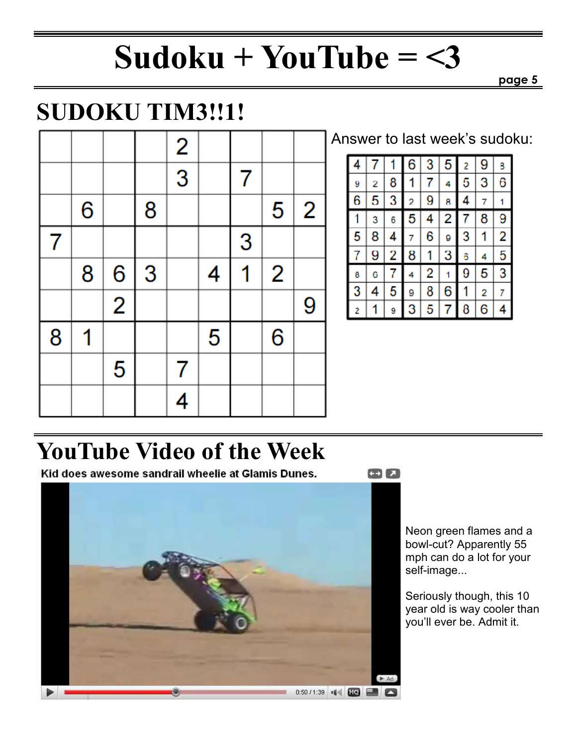# Sudoku + YouTube = <3

## SUDOKU TIM3!!1!

| | | | | | | | | |
|---|---|---|---|---|---|---|---|---|
| | | | | 2 | | | | |
| | | | | 3 | | 7 | | |
| | 6 | | 8 | | | | 5 | 2 |
| 7 | | | | | | 3 | | |
| | 8 | 6 | 3 | | 4 | 1 | 2 | |
| | | 2 | | | | | | 9 |
| 8 | 1 | | | | 5 | | 6 | |
| | | 5 | | 7 | | | | |
| | | | | 4 | | | | |

Answer to last week's sudoku:

| | | | | | | | | |
|---|---|---|---|---|---|---|---|---|
| 4 | 7 | 1 | 6 | 3 | 5 | 2 | 9 | 8 |
| 9 | 2 | 8 | 1 | 7 | 4 | 5 | 3 | 6 |
| 6 | 5 | 3 | 2 | 9 | 8 | 4 | 7 | 1 |
| 1 | 3 | 6 | 5 | 4 | 2 | 7 | 8 | 9 |
| 5 | 8 | 4 | 7 | 6 | 9 | 3 | 1 | 2 |
| 7 | 9 | 2 | 8 | 1 | 3 | 6 | 4 | 5 |
| 8 | 6 | 7 | 4 | 2 | 1 | 9 | 5 | 3 |
| 3 | 4 | 5 | 9 | 8 | 6 | 1 | 2 | 7 |
| 2 | 1 | 9 | 3 | 5 | 7 | 8 | 6 | 4 |

## YouTube Video of the Week

Kid does awesome sandrail wheelie at Glamis Dunes.

0:50 / 1:39

Neon green flames and a bowl-cut? Apparently 55 mph can do a lot for your self-image...

Seriously though, this 10 year old is way cooler than you'll ever be. Admit it.